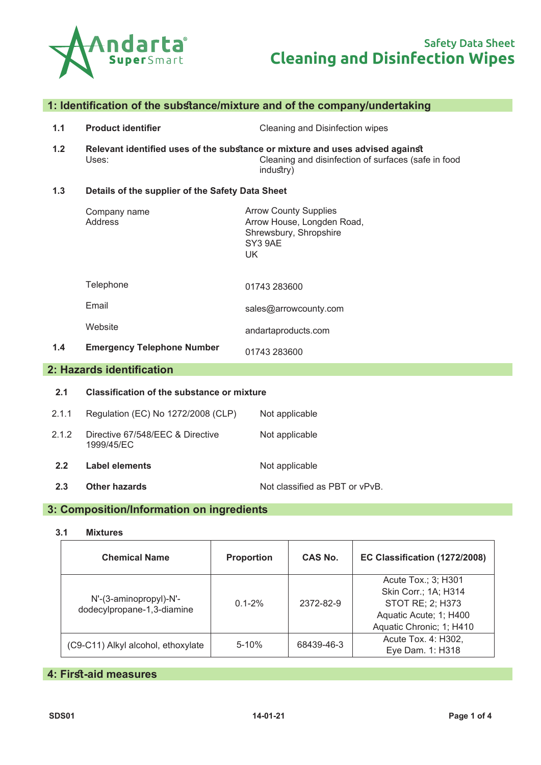Andarta® SuperSmart

Safety Data Sheet

# Cleaning and Disinfection Wipes

## 1: Identification of the substance/mixture and of the company/undertaking

**1.1 Product identifier** — Cleaning and Disinfection wipes

**1.2 Relevant identified uses of the substance or mixture and uses advised against**

Uses: Cleaning and disinfection of surfaces (safe in food industry)

**1.3 Details of the supplier of the Safety Data Sheet**

| | |
|---|---|
| Company name | Arrow County Supplies |
| Address | Arrow House, Longden Road,<br>Shrewsbury, Shropshire<br>SY3 9AE<br>UK |
| Telephone | 01743 283600 |
| Email | sales@arrowcounty.com |
| Website | andartaproducts.com |

**1.4 Emergency Telephone Number** — 01743 283600

## 2: Hazards identification

**2.1 Classification of the substance or mixture**

| | | |
|---|---|---|
| 2.1.1 | Regulation (EC) No 1272/2008 (CLP) | Not applicable |
| 2.1.2 | Directive 67/548/EEC & Directive 1999/45/EC | Not applicable |

**2.2 Label elements** — Not applicable

**2.3 Other hazards** — Not classified as PBT or vPvB.

## 3: Composition/Information on ingredients

**3.1 Mixtures**

| Chemical Name | Proportion | CAS No. | EC Classification (1272/2008) |
|---|---|---|---|
| N'-(3-aminopropyl)-N'-dodecylpropane-1,3-diamine | 0.1-2% | 2372-82-9 | Acute Tox.; 3; H301<br>Skin Corr.; 1A; H314<br>STOT RE; 2; H373<br>Aquatic Acute; 1; H400<br>Aquatic Chronic; 1; H410 |
| (C9-C11) Alkyl alcohol, ethoxylate | 5-10% | 68439-46-3 | Acute Tox. 4: H302,<br>Eye Dam. 1: H318 |

## 4: First-aid measures

SDS01 14-01-21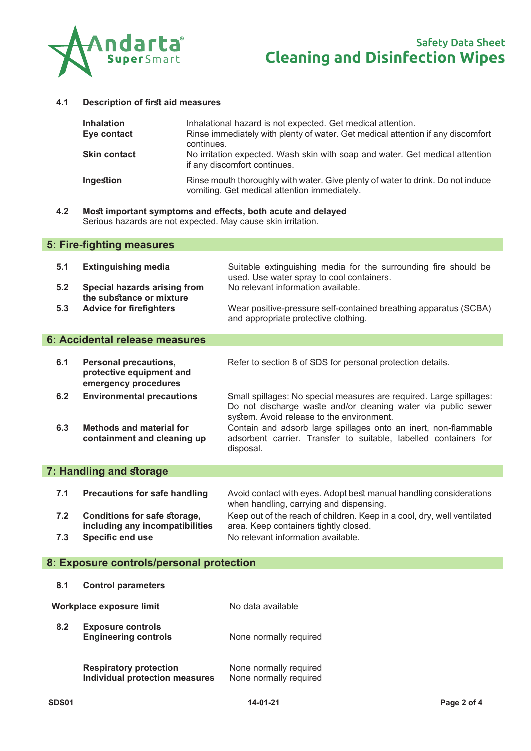**4.1 Description of first aid measures**

| | |
|---|---|
| **Inhalation** | Inhalational hazard is not expected. Get medical attention. |
| **Eye contact** | Rinse immediately with plenty of water. Get medical attention if any discomfort continues. |
| **Skin contact** | No irritation expected. Wash skin with soap and water. Get medical attention if any discomfort continues. |
| **Ingestion** | Rinse mouth thoroughly with water. Give plenty of water to drink. Do not induce vomiting. Get medical attention immediately. |

**4.2 Most important symptoms and effects, both acute and delayed**

Serious hazards are not expected. May cause skin irritation.

## 5: Fire-fighting measures

| | | |
|---|---|---|
| **5.1** | **Extinguishing media** | Suitable extinguishing media for the surrounding fire should be used. Use water spray to cool containers. |
| **5.2** | **Special hazards arising from the substance or mixture** | No relevant information available. |
| **5.3** | **Advice for firefighters** | Wear positive-pressure self-contained breathing apparatus (SCBA) and appropriate protective clothing. |

## 6: Accidental release measures

| | | |
|---|---|---|
| **6.1** | **Personal precautions, protective equipment and emergency procedures** | Refer to section 8 of SDS for personal protection details. |
| **6.2** | **Environmental precautions** | Small spillages: No special measures are required. Large spillages: Do not discharge waste and/or cleaning water via public sewer system. Avoid release to the environment. |
| **6.3** | **Methods and material for containment and cleaning up** | Contain and adsorb large spillages onto an inert, non-flammable adsorbent carrier. Transfer to suitable, labelled containers for disposal. |

## 7: Handling and storage

| | | |
|---|---|---|
| **7.1** | **Precautions for safe handling** | Avoid contact with eyes. Adopt best manual handling considerations when handling, carrying and dispensing. |
| **7.2** | **Conditions for safe storage, including any incompatibilities** | Keep out of the reach of children. Keep in a cool, dry, well ventilated area. Keep containers tightly closed. |
| **7.3** | **Specific end use** | No relevant information available. |

## 8: Exposure controls/personal protection

**8.1 Control parameters**

| | |
|---|---|
| **Workplace exposure limit** | No data available |

**8.2 Exposure controls**

| | |
|---|---|
| **Engineering controls** | None normally required |
| **Respiratory protection** | None normally required |
| **Individual protection measures** | None normally required |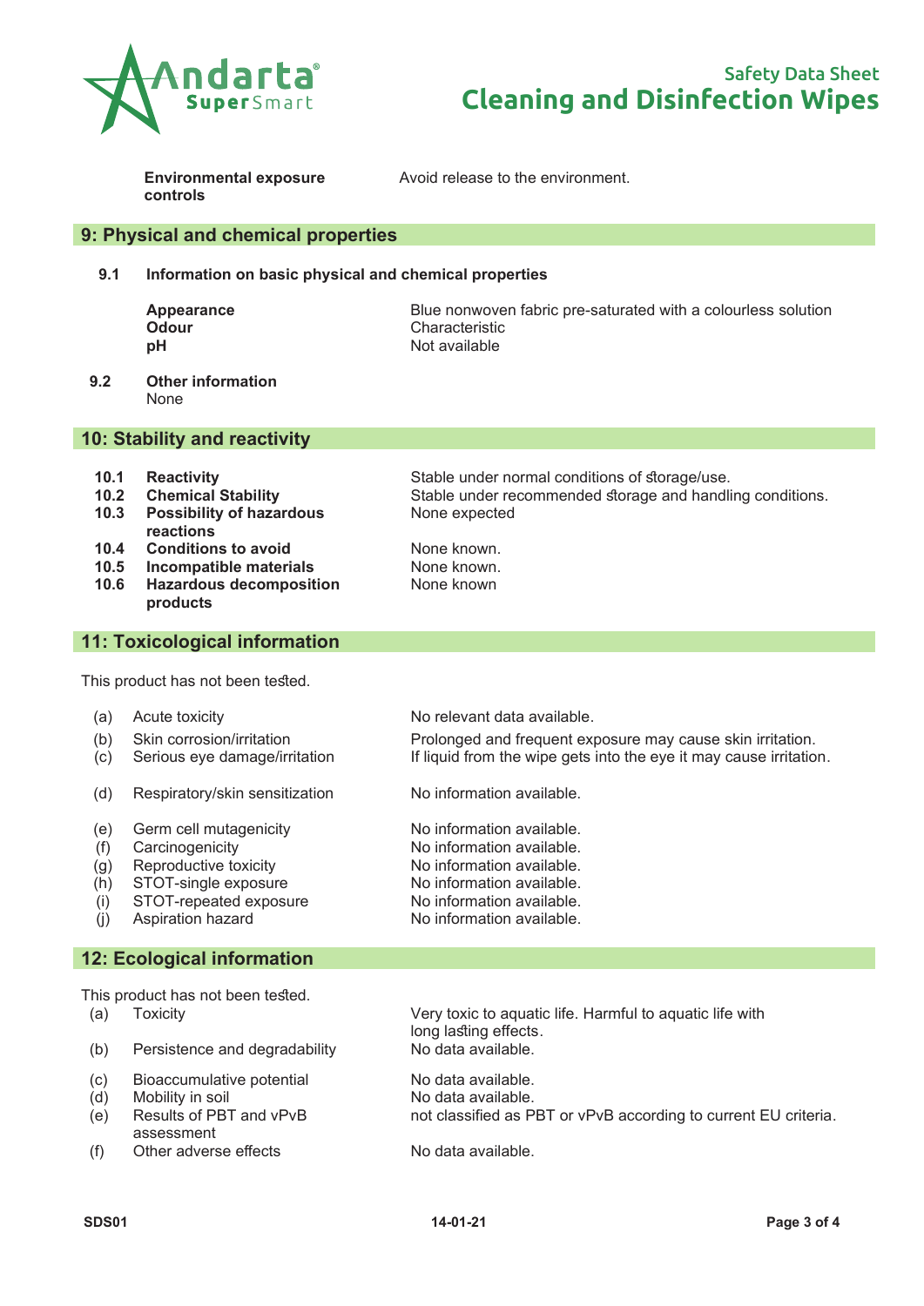| | |
|---|---|
| **Environmental exposure controls** | Avoid release to the environment. |

## 9: Physical and chemical properties

**9.1 Information on basic physical and chemical properties**

| | |
|---|---|
| **Appearance** | Blue nonwoven fabric pre-saturated with a colourless solution |
| **Odour** | Characteristic |
| **pH** | Not available |

**9.2 Other information**
None

## 10: Stability and reactivity

| | | |
|---|---|---|
| **10.1** | **Reactivity** | Stable under normal conditions of storage/use. |
| **10.2** | **Chemical Stability** | Stable under recommended storage and handling conditions. |
| **10.3** | **Possibility of hazardous reactions** | None expected |
| **10.4** | **Conditions to avoid** | None known. |
| **10.5** | **Incompatible materials** | None known. |
| **10.6** | **Hazardous decomposition products** | None known |

## 11: Toxicological information

This product has not been tested.

| | | |
|---|---|---|
| (a) | Acute toxicity | No relevant data available. |
| (b) | Skin corrosion/irritation | Prolonged and frequent exposure may cause skin irritation. |
| (c) | Serious eye damage/irritation | If liquid from the wipe gets into the eye it may cause irritation. |
| (d) | Respiratory/skin sensitization | No information available. |
| (e) | Germ cell mutagenicity | No information available. |
| (f) | Carcinogenicity | No information available. |
| (g) | Reproductive toxicity | No information available. |
| (h) | STOT-single exposure | No information available. |
| (i) | STOT-repeated exposure | No information available. |
| (j) | Aspiration hazard | No information available. |

## 12: Ecological information

This product has not been tested.

| | | |
|---|---|---|
| (a) | Toxicity | Very toxic to aquatic life. Harmful to aquatic life with long lasting effects. |
| (b) | Persistence and degradability | No data available. |
| (c) | Bioaccumulative potential | No data available. |
| (d) | Mobility in soil | No data available. |
| (e) | Results of PBT and vPvB assessment | not classified as PBT or vPvB according to current EU criteria. |
| (f) | Other adverse effects | No data available. |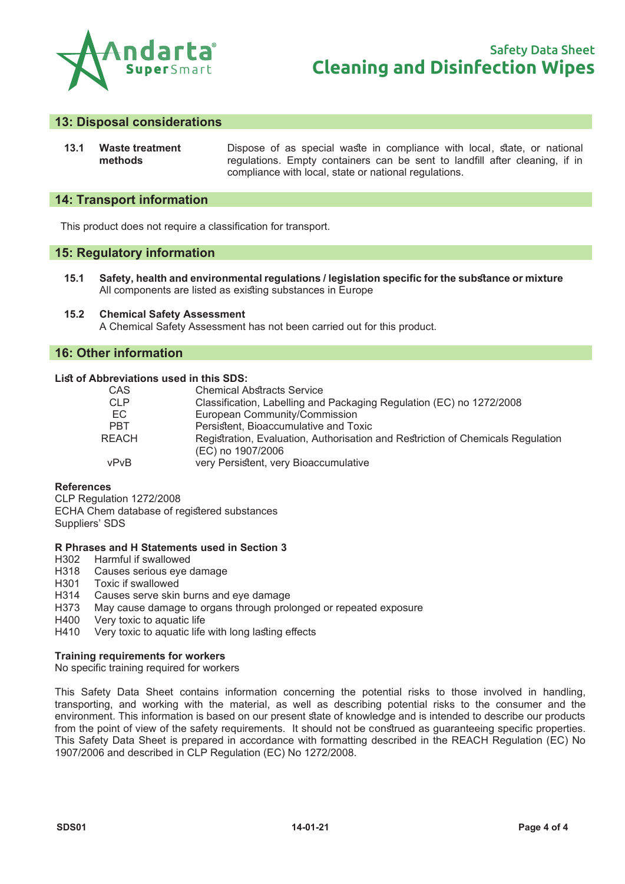## 13: Disposal considerations

| | | |
|---|---|---|
| **13.1** | **Waste treatment methods** | Dispose of as special waste in compliance with local, state, or national regulations. Empty containers can be sent to landfill after cleaning, if in compliance with local, state or national regulations. |

## 14: Transport information

This product does not require a classification for transport.

## 15: Regulatory information

**15.1 Safety, health and environmental regulations / legislation specific for the substance or mixture**
All components are listed as existing substances in Europe

**15.2 Chemical Safety Assessment**
A Chemical Safety Assessment has not been carried out for this product.

## 16: Other information

**List of Abbreviations used in this SDS:**

| | |
|---|---|
| CAS | Chemical Abstracts Service |
| CLP | Classification, Labelling and Packaging Regulation (EC) no 1272/2008 |
| EC | European Community/Commission |
| PBT | Persistent, Bioaccumulative and Toxic |
| REACH | Registration, Evaluation, Authorisation and Restriction of Chemicals Regulation (EC) no 1907/2006 |
| vPvB | very Persistent, very Bioaccumulative |

**References**
CLP Regulation 1272/2008
ECHA Chem database of registered substances
Suppliers' SDS

**R Phrases and H Statements used in Section 3**

| | |
|---|---|
| H302 | Harmful if swallowed |
| H318 | Causes serious eye damage |
| H301 | Toxic if swallowed |
| H314 | Causes serve skin burns and eye damage |
| H373 | May cause damage to organs through prolonged or repeated exposure |
| H400 | Very toxic to aquatic life |
| H410 | Very toxic to aquatic life with long lasting effects |

**Training requirements for workers**
No specific training required for workers

This Safety Data Sheet contains information concerning the potential risks to those involved in handling, transporting, and working with the material, as well as describing potential risks to the consumer and the environment. This information is based on our present state of knowledge and is intended to describe our products from the point of view of the safety requirements. It should not be construed as guaranteeing specific properties. This Safety Data Sheet is prepared in accordance with formatting described in the REACH Regulation (EC) No 1907/2006 and described in CLP Regulation (EC) No 1272/2008.